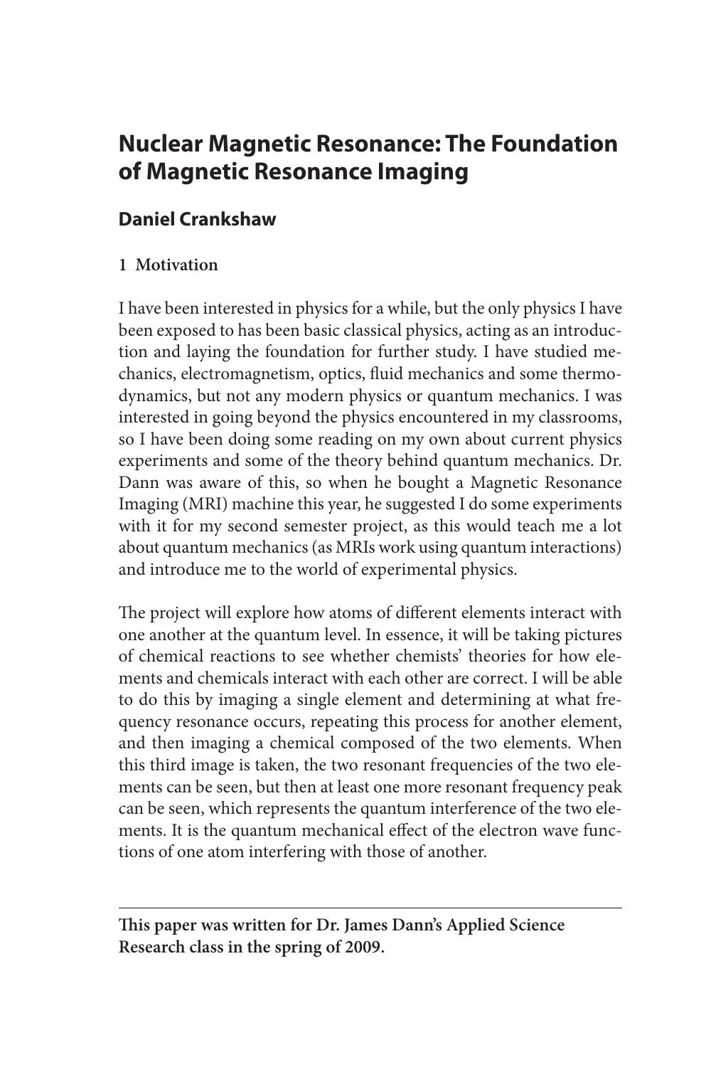# Nuclear Magnetic Resonance: The Foundation of Magnetic Resonance Imaging

## Daniel Crankshaw

### 1 Motivation

I have been interested in physics for a while, but the only physics I have been exposed to has been basic classical physics, acting as an introduction and laying the foundation for further study. I have studied mechanics, electromagnetism, optics, fluid mechanics and some thermodynamics, but not any modern physics or quantum mechanics. I was interested in going beyond the physics encountered in my classrooms, so I have been doing some reading on my own about current physics experiments and some of the theory behind quantum mechanics. Dr. Dann was aware of this, so when he bought a Magnetic Resonance Imaging (MRI) machine this year, he suggested I do some experiments with it for my second semester project, as this would teach me a lot about quantum mechanics (as MRIs work using quantum interactions) and introduce me to the world of experimental physics.

The project will explore how atoms of different elements interact with one another at the quantum level. In essence, it will be taking pictures of chemical reactions to see whether chemists' theories for how elements and chemicals interact with each other are correct. I will be able to do this by imaging a single element and determining at what frequency resonance occurs, repeating this process for another element, and then imaging a chemical composed of the two elements. When this third image is taken, the two resonant frequencies of the two elements can be seen, but then at least one more resonant frequency peak can be seen, which represents the quantum interference of the two elements. It is the quantum mechanical effect of the electron wave functions of one atom interfering with those of another.

---

**This paper was written for Dr. James Dann's Applied Science Research class in the spring of 2009.**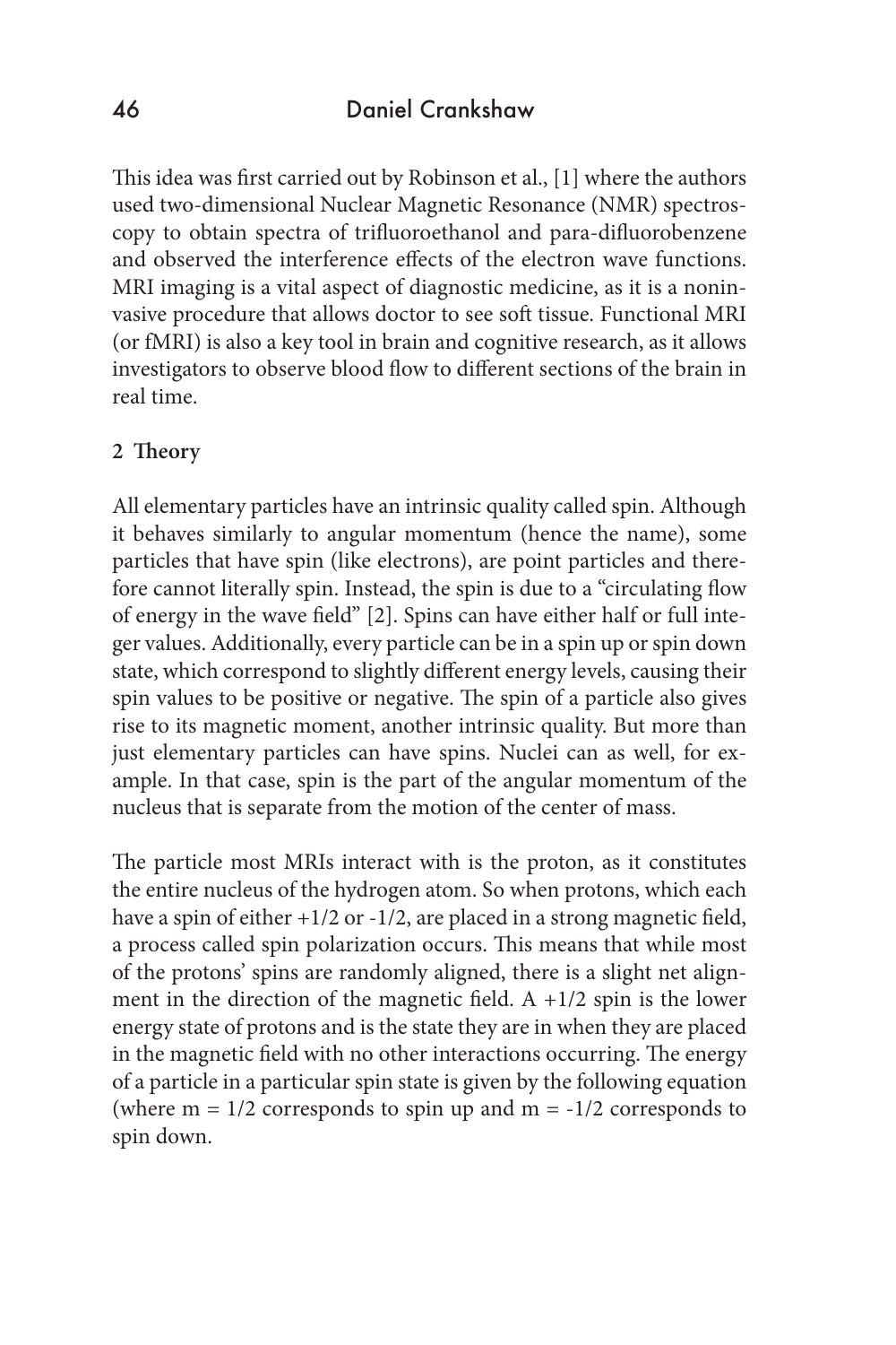This idea was first carried out by Robinson et al., [1] where the authors used two-dimensional Nuclear Magnetic Resonance (NMR) spectroscopy to obtain spectra of trifluoroethanol and para-difluorobenzene and observed the interference effects of the electron wave functions. MRI imaging is a vital aspect of diagnostic medicine, as it is a noninvasive procedure that allows doctor to see soft tissue. Functional MRI (or fMRI) is also a key tool in brain and cognitive research, as it allows investigators to observe blood flow to different sections of the brain in real time.

## 2 Theory

All elementary particles have an intrinsic quality called spin. Although it behaves similarly to angular momentum (hence the name), some particles that have spin (like electrons), are point particles and therefore cannot literally spin. Instead, the spin is due to a "circulating flow of energy in the wave field" [2]. Spins can have either half or full integer values. Additionally, every particle can be in a spin up or spin down state, which correspond to slightly different energy levels, causing their spin values to be positive or negative. The spin of a particle also gives rise to its magnetic moment, another intrinsic quality. But more than just elementary particles can have spins. Nuclei can as well, for example. In that case, spin is the part of the angular momentum of the nucleus that is separate from the motion of the center of mass.

The particle most MRIs interact with is the proton, as it constitutes the entire nucleus of the hydrogen atom. So when protons, which each have a spin of either $+1/2$ or $-1/2$, are placed in a strong magnetic field, a process called spin polarization occurs. This means that while most of the protons' spins are randomly aligned, there is a slight net alignment in the direction of the magnetic field. A $+1/2$ spin is the lower energy state of protons and is the state they are in when they are placed in the magnetic field with no other interactions occurring. The energy of a particle in a particular spin state is given by the following equation (where $m = 1/2$ corresponds to spin up and $m = -1/2$ corresponds to spin down.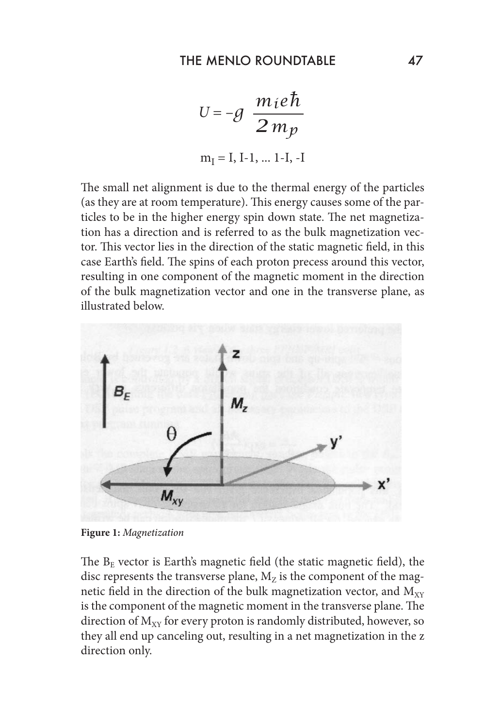$$U = -g \ \frac{m_i e \hbar}{2 m_p}$$

$$m_I = I, I\text{-}1, \ldots 1\text{-}I, \text{-}I$$

The small net alignment is due to the thermal energy of the particles (as they are at room temperature). This energy causes some of the particles to be in the higher energy spin down state. The net magnetization has a direction and is referred to as the bulk magnetization vector. This vector lies in the direction of the static magnetic field, in this case Earth's field. The spins of each proton precess around this vector, resulting in one component of the magnetic moment in the direction of the bulk magnetization vector and one in the transverse plane, as illustrated below.

**Figure 1:** *Magnetization*

The $B_E$ vector is Earth's magnetic field (the static magnetic field), the disc represents the transverse plane, $M_Z$ is the component of the magnetic field in the direction of the bulk magnetization vector, and $M_{XY}$ is the component of the magnetic moment in the transverse plane. The direction of $M_{XY}$ for every proton is randomly distributed, however, so they all end up canceling out, resulting in a net magnetization in the z direction only.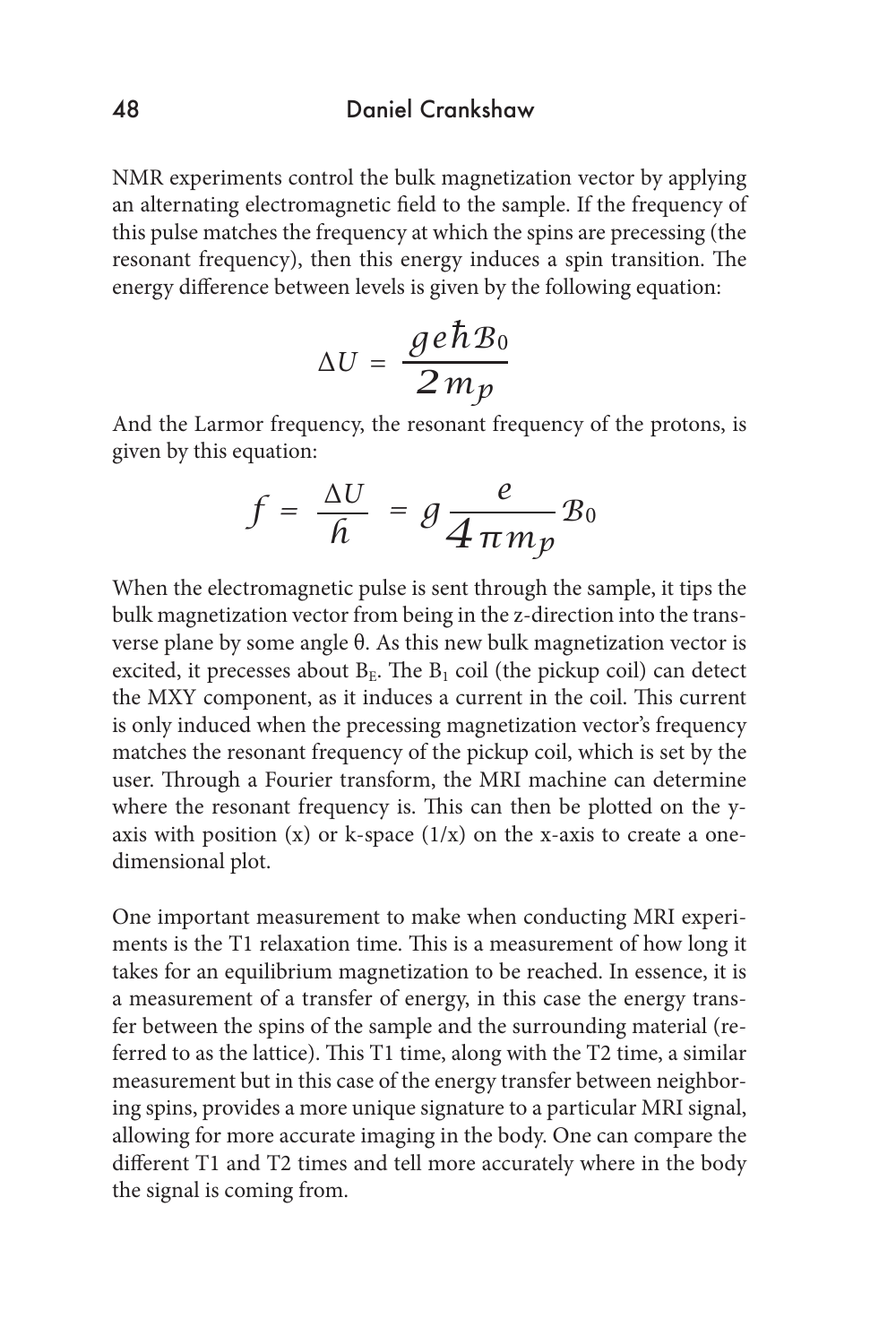NMR experiments control the bulk magnetization vector by applying an alternating electromagnetic field to the sample. If the frequency of this pulse matches the frequency at which the spins are precessing (the resonant frequency), then this energy induces a spin transition. The energy difference between levels is given by the following equation:

$$\Delta U = \frac{g e \hbar \mathcal{B}_0}{2 m_p}$$

And the Larmor frequency, the resonant frequency of the protons, is given by this equation:

$$f = \frac{\Delta U}{h} = g \frac{e}{4 \pi m_p} \mathcal{B}_0$$

When the electromagnetic pulse is sent through the sample, it tips the bulk magnetization vector from being in the z-direction into the transverse plane by some angle θ. As this new bulk magnetization vector is excited, it precesses about $B_E$. The $B_1$ coil (the pickup coil) can detect the MXY component, as it induces a current in the coil. This current is only induced when the precessing magnetization vector's frequency matches the resonant frequency of the pickup coil, which is set by the user. Through a Fourier transform, the MRI machine can determine where the resonant frequency is. This can then be plotted on the y-axis with position (x) or k-space (1/x) on the x-axis to create a one-dimensional plot.

One important measurement to make when conducting MRI experiments is the T1 relaxation time. This is a measurement of how long it takes for an equilibrium magnetization to be reached. In essence, it is a measurement of a transfer of energy, in this case the energy transfer between the spins of the sample and the surrounding material (referred to as the lattice). This T1 time, along with the T2 time, a similar measurement but in this case of the energy transfer between neighboring spins, provides a more unique signature to a particular MRI signal, allowing for more accurate imaging in the body. One can compare the different T1 and T2 times and tell more accurately where in the body the signal is coming from.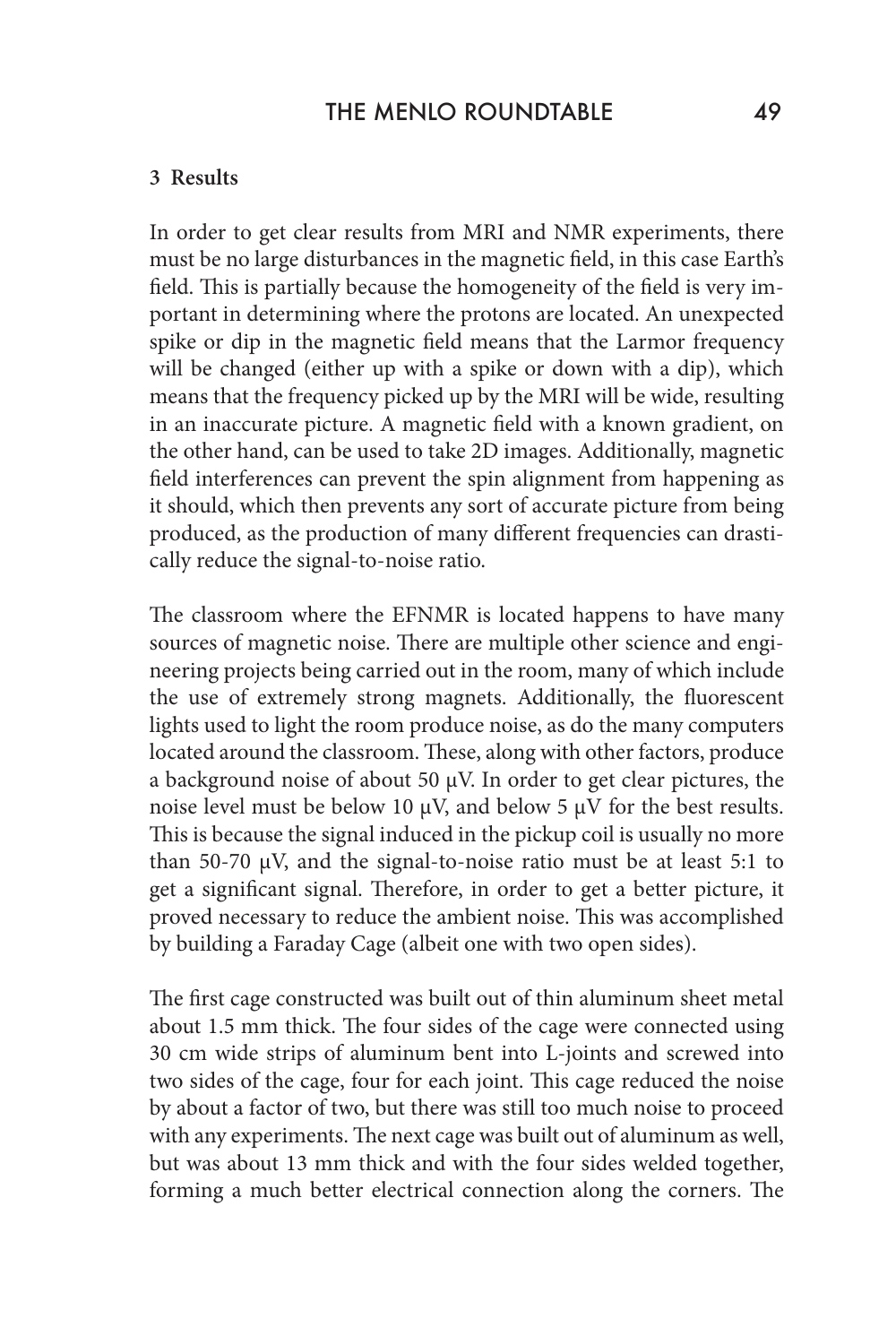## 3 Results

In order to get clear results from MRI and NMR experiments, there must be no large disturbances in the magnetic field, in this case Earth's field. This is partially because the homogeneity of the field is very important in determining where the protons are located. An unexpected spike or dip in the magnetic field means that the Larmor frequency will be changed (either up with a spike or down with a dip), which means that the frequency picked up by the MRI will be wide, resulting in an inaccurate picture. A magnetic field with a known gradient, on the other hand, can be used to take 2D images. Additionally, magnetic field interferences can prevent the spin alignment from happening as it should, which then prevents any sort of accurate picture from being produced, as the production of many different frequencies can drastically reduce the signal-to-noise ratio.

The classroom where the EFNMR is located happens to have many sources of magnetic noise. There are multiple other science and engineering projects being carried out in the room, many of which include the use of extremely strong magnets. Additionally, the fluorescent lights used to light the room produce noise, as do the many computers located around the classroom. These, along with other factors, produce a background noise of about 50 μV. In order to get clear pictures, the noise level must be below 10 μV, and below 5 μV for the best results. This is because the signal induced in the pickup coil is usually no more than 50-70 μV, and the signal-to-noise ratio must be at least 5:1 to get a significant signal. Therefore, in order to get a better picture, it proved necessary to reduce the ambient noise. This was accomplished by building a Faraday Cage (albeit one with two open sides).

The first cage constructed was built out of thin aluminum sheet metal about 1.5 mm thick. The four sides of the cage were connected using 30 cm wide strips of aluminum bent into L-joints and screwed into two sides of the cage, four for each joint. This cage reduced the noise by about a factor of two, but there was still too much noise to proceed with any experiments. The next cage was built out of aluminum as well, but was about 13 mm thick and with the four sides welded together, forming a much better electrical connection along the corners. The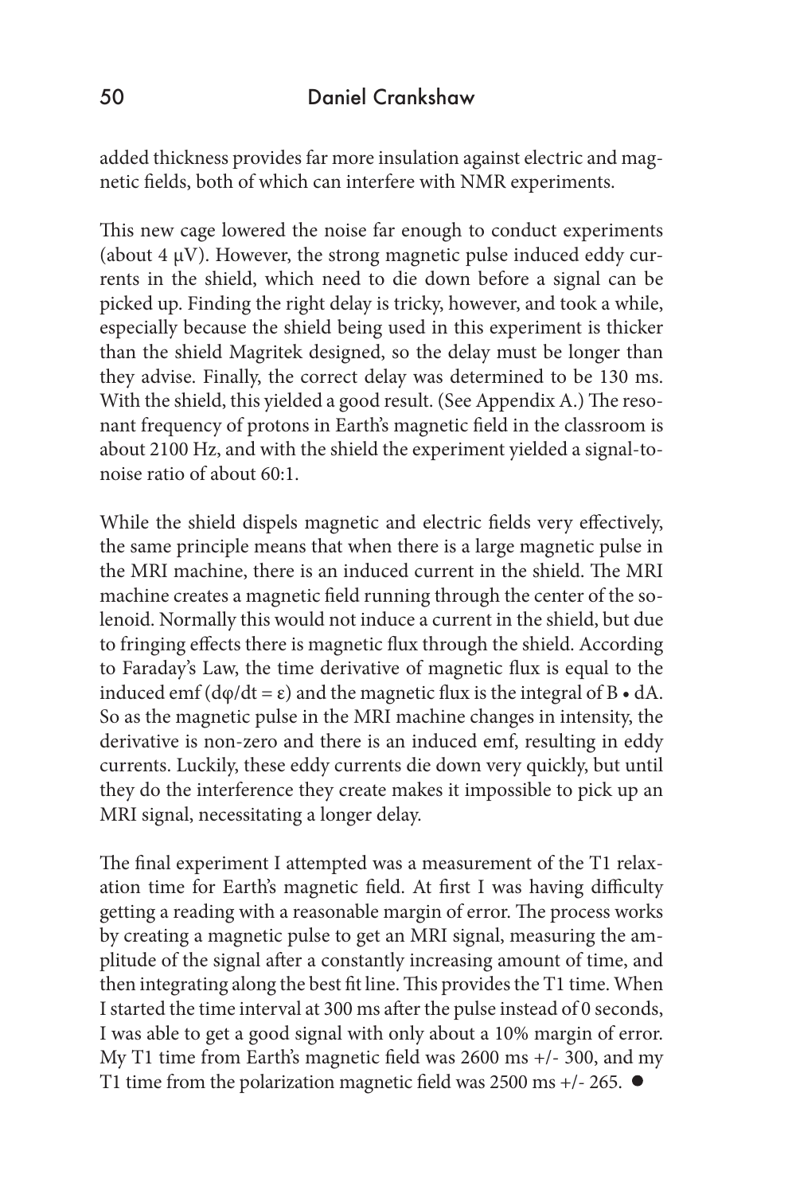added thickness provides far more insulation against electric and magnetic fields, both of which can interfere with NMR experiments.

This new cage lowered the noise far enough to conduct experiments (about 4 μV). However, the strong magnetic pulse induced eddy currents in the shield, which need to die down before a signal can be picked up. Finding the right delay is tricky, however, and took a while, especially because the shield being used in this experiment is thicker than the shield Magritek designed, so the delay must be longer than they advise. Finally, the correct delay was determined to be 130 ms. With the shield, this yielded a good result. (See Appendix A.) The resonant frequency of protons in Earth's magnetic field in the classroom is about 2100 Hz, and with the shield the experiment yielded a signal-to-noise ratio of about 60:1.

While the shield dispels magnetic and electric fields very effectively, the same principle means that when there is a large magnetic pulse in the MRI machine, there is an induced current in the shield. The MRI machine creates a magnetic field running through the center of the solenoid. Normally this would not induce a current in the shield, but due to fringing effects there is magnetic flux through the shield. According to Faraday's Law, the time derivative of magnetic flux is equal to the induced emf ($d\varphi/dt = \varepsilon$) and the magnetic flux is the integral of $B \bullet dA$. So as the magnetic pulse in the MRI machine changes in intensity, the derivative is non-zero and there is an induced emf, resulting in eddy currents. Luckily, these eddy currents die down very quickly, but until they do the interference they create makes it impossible to pick up an MRI signal, necessitating a longer delay.

The final experiment I attempted was a measurement of the T1 relaxation time for Earth's magnetic field. At first I was having difficulty getting a reading with a reasonable margin of error. The process works by creating a magnetic pulse to get an MRI signal, measuring the amplitude of the signal after a constantly increasing amount of time, and then integrating along the best fit line. This provides the T1 time. When I started the time interval at 300 ms after the pulse instead of 0 seconds, I was able to get a good signal with only about a 10% margin of error. My T1 time from Earth's magnetic field was 2600 ms +/- 300, and my T1 time from the polarization magnetic field was 2500 ms +/- 265. ●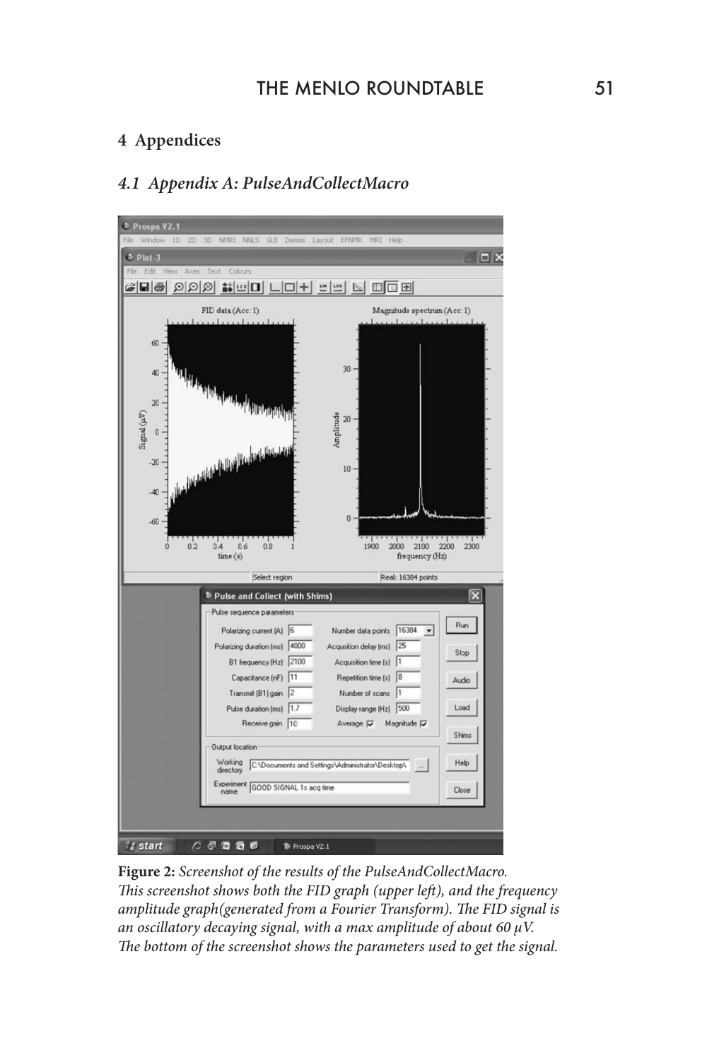# 4 Appendices

## *4.1 Appendix A: PulseAndCollectMacro*

**Figure 2:** *Screenshot of the results of the PulseAndCollectMacro. This screenshot shows both the FID graph (upper left), and the frequency amplitude graph(generated from a Fourier Transform). The FID signal is an oscillatory decaying signal, with a max amplitude of about 60 μV. The bottom of the screenshot shows the parameters used to get the signal.*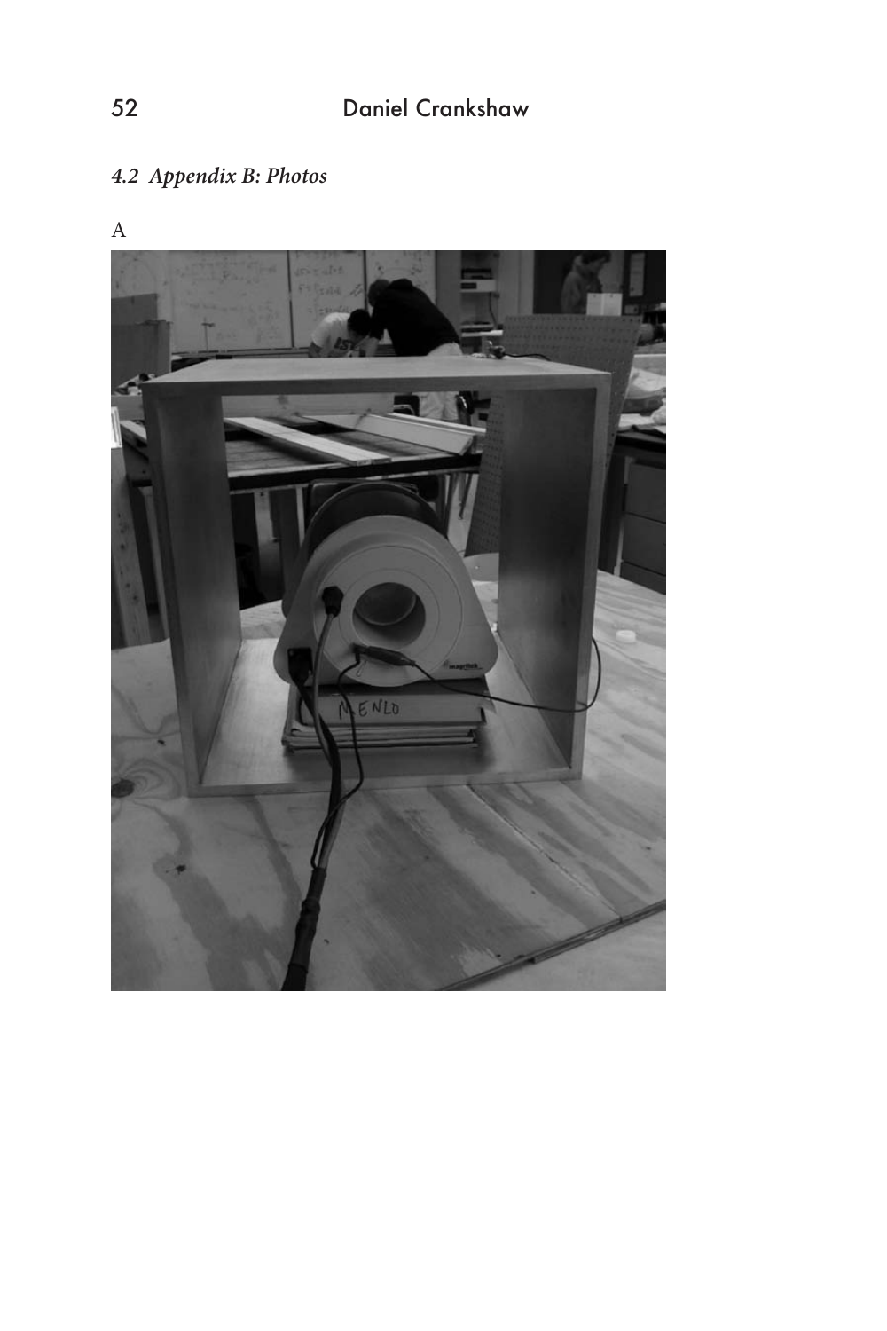### 4.2 *Appendix B: Photos*

A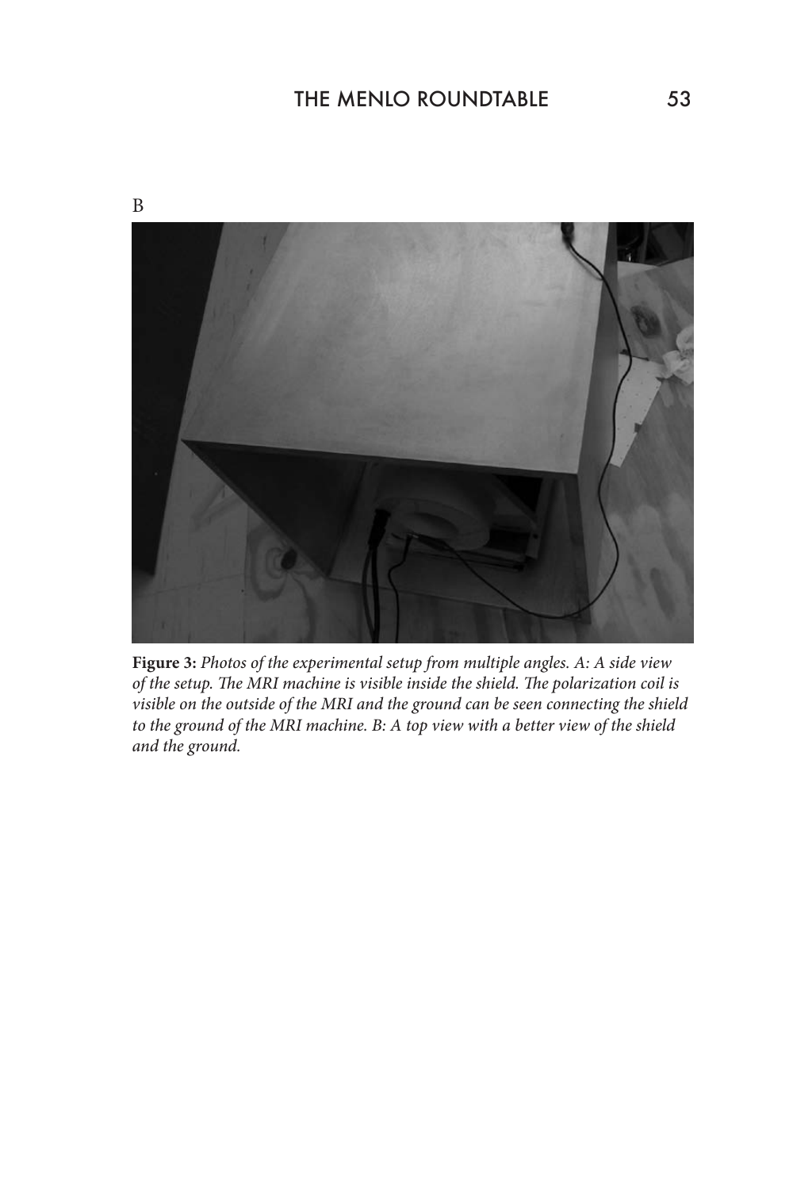B

**Figure 3:** *Photos of the experimental setup from multiple angles. A: A side view of the setup. The MRI machine is visible inside the shield. The polarization coil is visible on the outside of the MRI and the ground can be seen connecting the shield to the ground of the MRI machine. B: A top view with a better view of the shield and the ground.*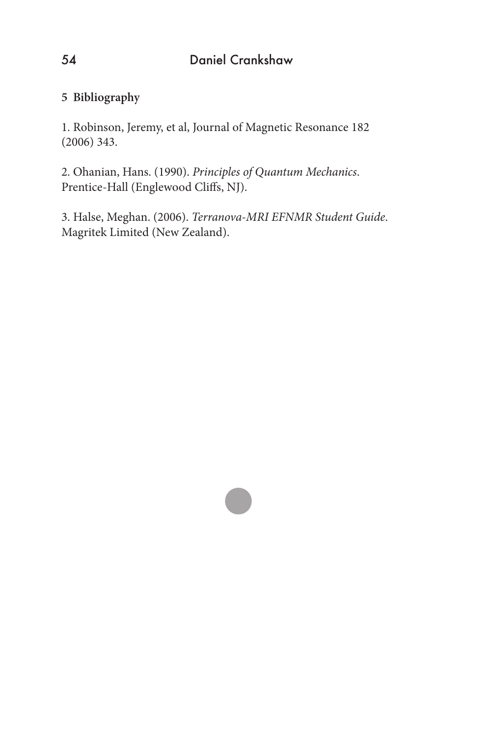## 5 Bibliography

1. Robinson, Jeremy, et al, Journal of Magnetic Resonance 182 (2006) 343.

2. Ohanian, Hans. (1990). *Principles of Quantum Mechanics*. Prentice-Hall (Englewood Cliffs, NJ).

3. Halse, Meghan. (2006). *Terranova-MRI EFNMR Student Guide*. Magritek Limited (New Zealand).